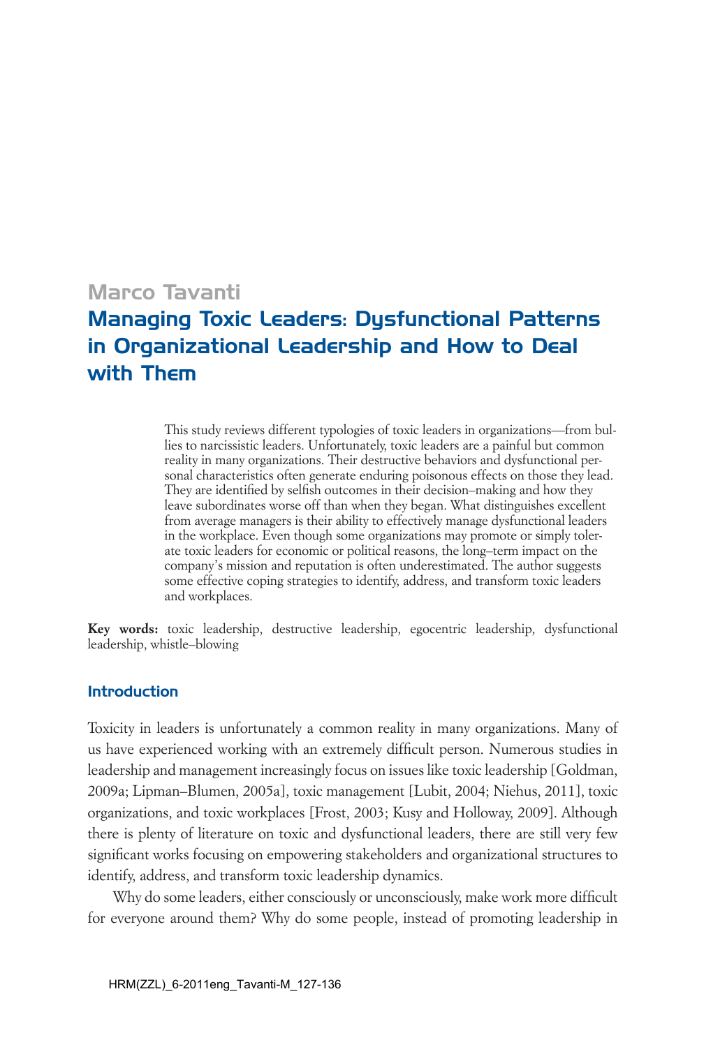Marco Tavanti

# Managing Toxic Leaders: Dysfunctional Patterns in Organizational Leadership and How to Deal with Them

This study reviews different typologies of toxic leaders in organizations—from bullies to narcissistic leaders. Unfortunately, toxic leaders are a painful but common reality in many organizations. Their destructive behaviors and dysfunctional personal characteristics often generate enduring poisonous effects on those they lead. They are identified by selfish outcomes in their decision–making and how they leave subordinates worse off than when they began. What distinguishes excellent from average managers is their ability to effectively manage dysfunctional leaders in the workplace. Even though some organizations may promote or simply tolerate toxic leaders for economic or political reasons, the long–term impact on the company's mission and reputation is often underestimated. The author suggests some effective coping strategies to identify, address, and transform toxic leaders and workplaces.

**Key words:** toxic leadership, destructive leadership, egocentric leadership, dysfunctional leadership, whistle–blowing

## Introduction

Toxicity in leaders is unfortunately a common reality in many organizations. Many of us have experienced working with an extremely difficult person. Numerous studies in leadership and management increasingly focus on issues like toxic leadership [Goldman, 2009a; Lipman–Blumen, 2005a], toxic management [Lubit, 2004; Niehus, 2011], toxic organizations, and toxic workplaces [Frost, 2003; Kusy and Holloway, 2009]. Although there is plenty of literature on toxic and dysfunctional leaders, there are still very few significant works focusing on empowering stakeholders and organizational structures to identify, address, and transform toxic leadership dynamics.

Why do some leaders, either consciously or unconsciously, make work more difficult for everyone around them? Why do some people, instead of promoting leadership in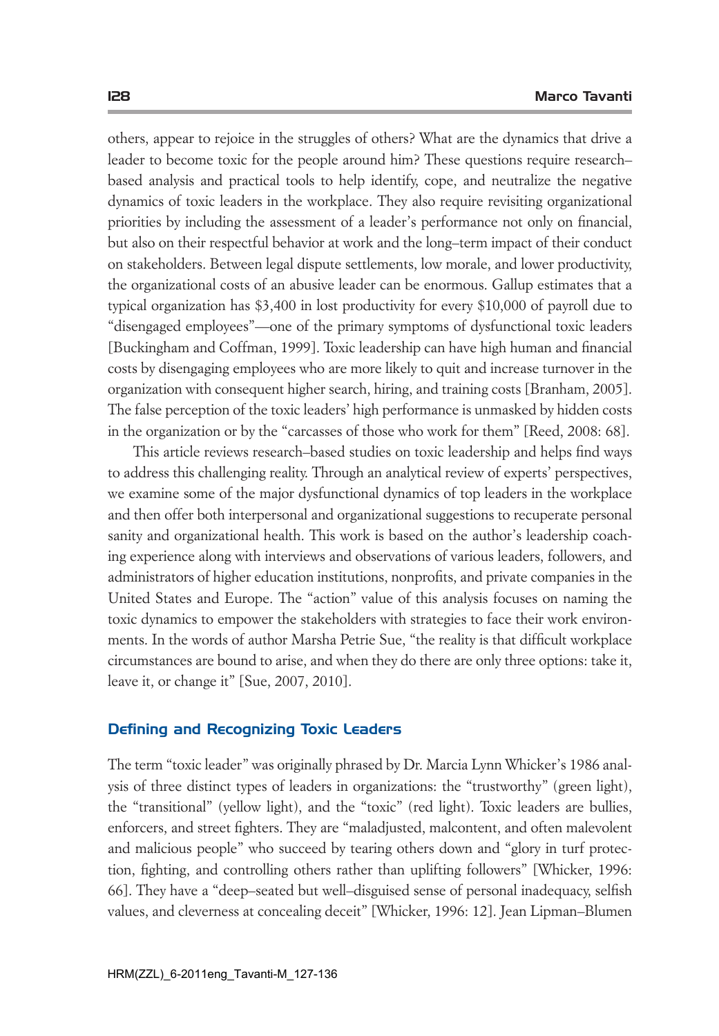others, appear to rejoice in the struggles of others? What are the dynamics that drive a leader to become toxic for the people around him? These questions require research–based analysis and practical tools to help identify, cope, and neutralize the negative dynamics of toxic leaders in the workplace. They also require revisiting organizational priorities by including the assessment of a leader's performance not only on financial, but also on their respectful behavior at work and the long–term impact of their conduct on stakeholders. Between legal dispute settlements, low morale, and lower productivity, the organizational costs of an abusive leader can be enormous. Gallup estimates that a typical organization has $3,400 in lost productivity for every $10,000 of payroll due to "disengaged employees"—one of the primary symptoms of dysfunctional toxic leaders [Buckingham and Coffman, 1999]. Toxic leadership can have high human and financial costs by disengaging employees who are more likely to quit and increase turnover in the organization with consequent higher search, hiring, and training costs [Branham, 2005]. The false perception of the toxic leaders' high performance is unmasked by hidden costs in the organization or by the "carcasses of those who work for them" [Reed, 2008: 68].

This article reviews research–based studies on toxic leadership and helps find ways to address this challenging reality. Through an analytical review of experts' perspectives, we examine some of the major dysfunctional dynamics of top leaders in the workplace and then offer both interpersonal and organizational suggestions to recuperate personal sanity and organizational health. This work is based on the author's leadership coaching experience along with interviews and observations of various leaders, followers, and administrators of higher education institutions, nonprofits, and private companies in the United States and Europe. The "action" value of this analysis focuses on naming the toxic dynamics to empower the stakeholders with strategies to face their work environments. In the words of author Marsha Petrie Sue, "the reality is that difficult workplace circumstances are bound to arise, and when they do there are only three options: take it, leave it, or change it" [Sue, 2007, 2010].

## Defining and Recognizing Toxic Leaders

The term "toxic leader" was originally phrased by Dr. Marcia Lynn Whicker's 1986 analysis of three distinct types of leaders in organizations: the "trustworthy" (green light), the "transitional" (yellow light), and the "toxic" (red light). Toxic leaders are bullies, enforcers, and street fighters. They are "maladjusted, malcontent, and often malevolent and malicious people" who succeed by tearing others down and "glory in turf protection, fighting, and controlling others rather than uplifting followers" [Whicker, 1996: 66]. They have a "deep–seated but well–disguised sense of personal inadequacy, selfish values, and cleverness at concealing deceit" [Whicker, 1996: 12]. Jean Lipman–Blumen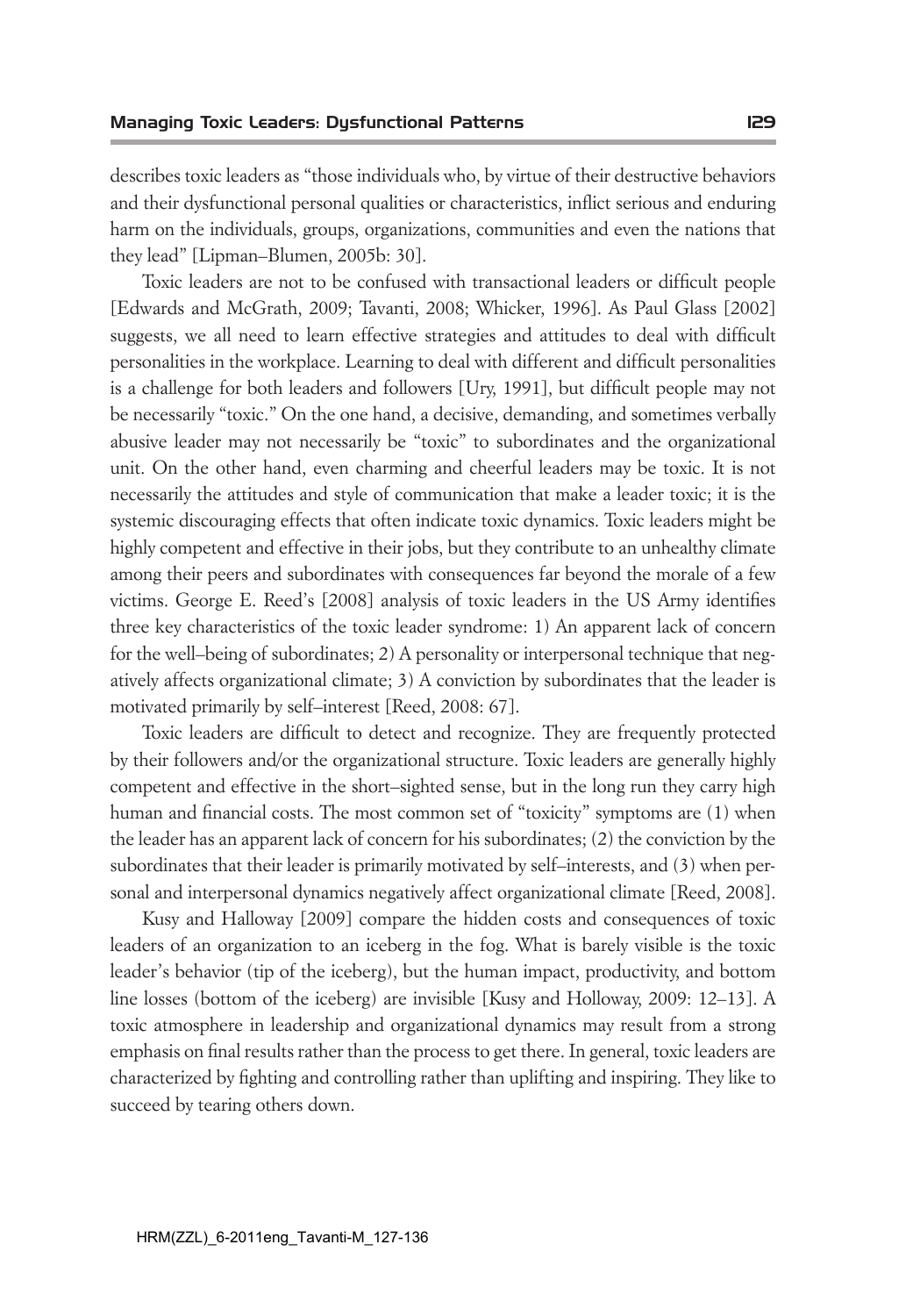describes toxic leaders as "those individuals who, by virtue of their destructive behaviors and their dysfunctional personal qualities or characteristics, inflict serious and enduring harm on the individuals, groups, organizations, communities and even the nations that they lead" [Lipman–Blumen, 2005b: 30].

Toxic leaders are not to be confused with transactional leaders or difficult people [Edwards and McGrath, 2009; Tavanti, 2008; Whicker, 1996]. As Paul Glass [2002] suggests, we all need to learn effective strategies and attitudes to deal with difficult personalities in the workplace. Learning to deal with different and difficult personalities is a challenge for both leaders and followers [Ury, 1991], but difficult people may not be necessarily "toxic." On the one hand, a decisive, demanding, and sometimes verbally abusive leader may not necessarily be "toxic" to subordinates and the organizational unit. On the other hand, even charming and cheerful leaders may be toxic. It is not necessarily the attitudes and style of communication that make a leader toxic; it is the systemic discouraging effects that often indicate toxic dynamics. Toxic leaders might be highly competent and effective in their jobs, but they contribute to an unhealthy climate among their peers and subordinates with consequences far beyond the morale of a few victims. George E. Reed's [2008] analysis of toxic leaders in the US Army identifies three key characteristics of the toxic leader syndrome: 1) An apparent lack of concern for the well–being of subordinates; 2) A personality or interpersonal technique that negatively affects organizational climate; 3) A conviction by subordinates that the leader is motivated primarily by self–interest [Reed, 2008: 67].

Toxic leaders are difficult to detect and recognize. They are frequently protected by their followers and/or the organizational structure. Toxic leaders are generally highly competent and effective in the short–sighted sense, but in the long run they carry high human and financial costs. The most common set of "toxicity" symptoms are (1) when the leader has an apparent lack of concern for his subordinates; (2) the conviction by the subordinates that their leader is primarily motivated by self–interests, and (3) when personal and interpersonal dynamics negatively affect organizational climate [Reed, 2008].

Kusy and Halloway [2009] compare the hidden costs and consequences of toxic leaders of an organization to an iceberg in the fog. What is barely visible is the toxic leader's behavior (tip of the iceberg), but the human impact, productivity, and bottom line losses (bottom of the iceberg) are invisible [Kusy and Holloway, 2009: 12–13]. A toxic atmosphere in leadership and organizational dynamics may result from a strong emphasis on final results rather than the process to get there. In general, toxic leaders are characterized by fighting and controlling rather than uplifting and inspiring. They like to succeed by tearing others down.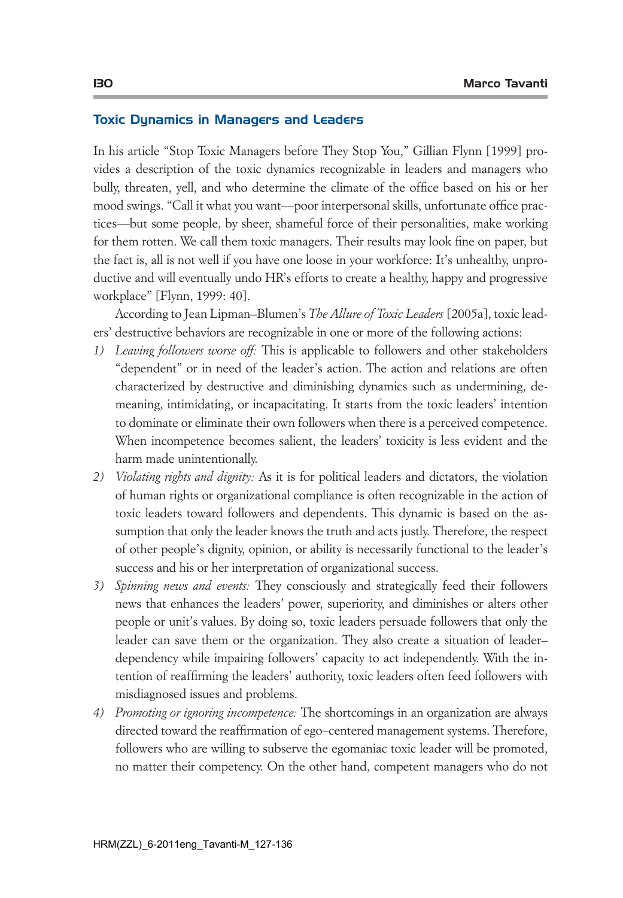## Toxic Dynamics in Managers and Leaders

In his article "Stop Toxic Managers before They Stop You," Gillian Flynn [1999] provides a description of the toxic dynamics recognizable in leaders and managers who bully, threaten, yell, and who determine the climate of the office based on his or her mood swings. "Call it what you want—poor interpersonal skills, unfortunate office practices—but some people, by sheer, shameful force of their personalities, make working for them rotten. We call them toxic managers. Their results may look fine on paper, but the fact is, all is not well if you have one loose in your workforce: It's unhealthy, unproductive and will eventually undo HR's efforts to create a healthy, happy and progressive workplace" [Flynn, 1999: 40].

According to Jean Lipman–Blumen's *The Allure of Toxic Leaders* [2005a], toxic leaders' destructive behaviors are recognizable in one or more of the following actions:

1) *Leaving followers worse off:* This is applicable to followers and other stakeholders "dependent" or in need of the leader's action. The action and relations are often characterized by destructive and diminishing dynamics such as undermining, demeaning, intimidating, or incapacitating. It starts from the toxic leaders' intention to dominate or eliminate their own followers when there is a perceived competence. When incompetence becomes salient, the leaders' toxicity is less evident and the harm made unintentionally.
2) *Violating rights and dignity:* As it is for political leaders and dictators, the violation of human rights or organizational compliance is often recognizable in the action of toxic leaders toward followers and dependents. This dynamic is based on the assumption that only the leader knows the truth and acts justly. Therefore, the respect of other people's dignity, opinion, or ability is necessarily functional to the leader's success and his or her interpretation of organizational success.
3) *Spinning news and events:* They consciously and strategically feed their followers news that enhances the leaders' power, superiority, and diminishes or alters other people or unit's values. By doing so, toxic leaders persuade followers that only the leader can save them or the organization. They also create a situation of leader–dependency while impairing followers' capacity to act independently. With the intention of reaffirming the leaders' authority, toxic leaders often feed followers with misdiagnosed issues and problems.
4) *Promoting or ignoring incompetence:* The shortcomings in an organization are always directed toward the reaffirmation of ego–centered management systems. Therefore, followers who are willing to subserve the egomaniac toxic leader will be promoted, no matter their competency. On the other hand, competent managers who do not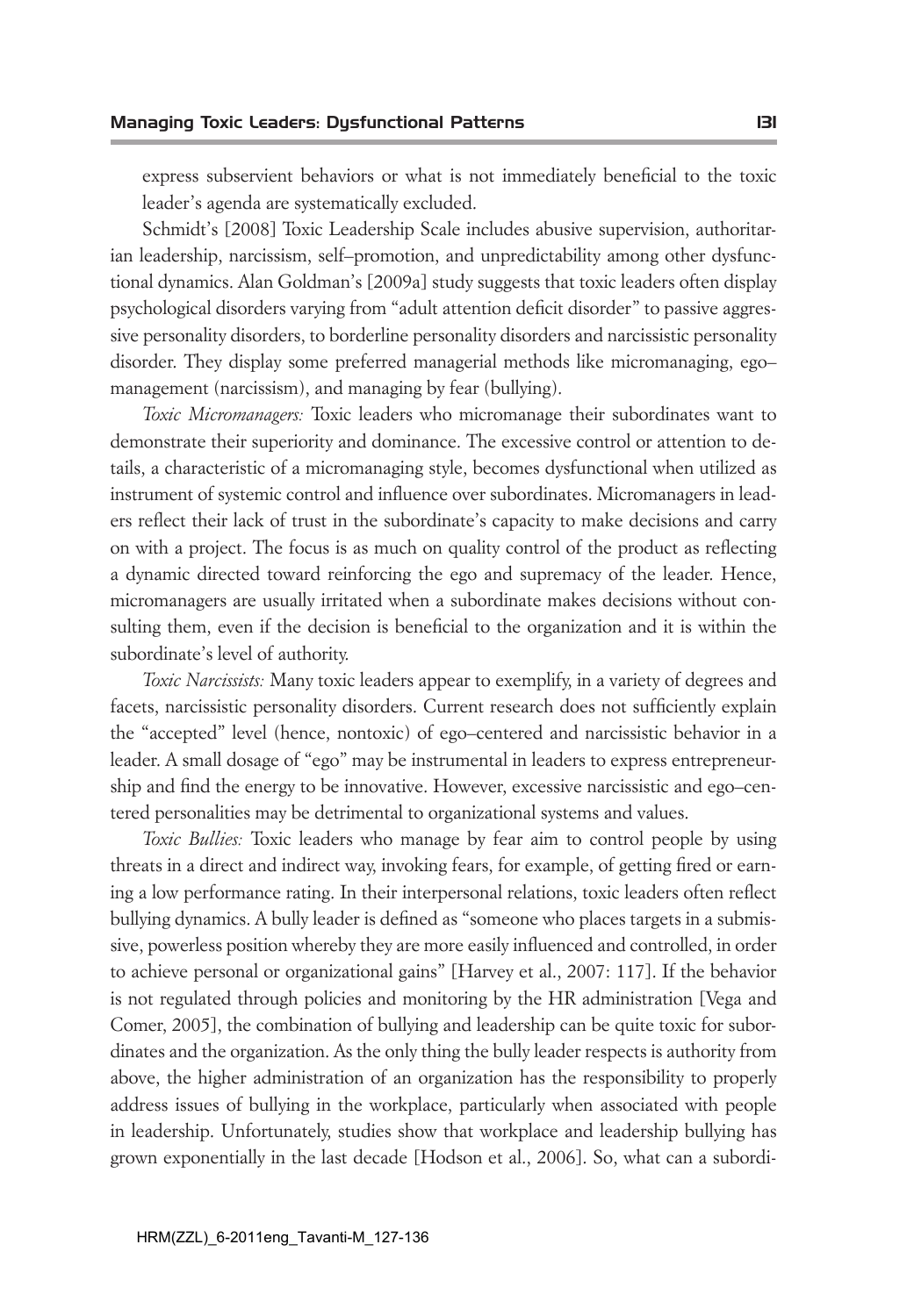express subservient behaviors or what is not immediately beneficial to the toxic leader's agenda are systematically excluded.

Schmidt's [2008] Toxic Leadership Scale includes abusive supervision, authoritarian leadership, narcissism, self–promotion, and unpredictability among other dysfunctional dynamics. Alan Goldman's [2009a] study suggests that toxic leaders often display psychological disorders varying from "adult attention deficit disorder" to passive aggressive personality disorders, to borderline personality disorders and narcissistic personality disorder. They display some preferred managerial methods like micromanaging, ego–management (narcissism), and managing by fear (bullying).

*Toxic Micromanagers:* Toxic leaders who micromanage their subordinates want to demonstrate their superiority and dominance. The excessive control or attention to details, a characteristic of a micromanaging style, becomes dysfunctional when utilized as instrument of systemic control and influence over subordinates. Micromanagers in leaders reflect their lack of trust in the subordinate's capacity to make decisions and carry on with a project. The focus is as much on quality control of the product as reflecting a dynamic directed toward reinforcing the ego and supremacy of the leader. Hence, micromanagers are usually irritated when a subordinate makes decisions without consulting them, even if the decision is beneficial to the organization and it is within the subordinate's level of authority.

*Toxic Narcissists:* Many toxic leaders appear to exemplify, in a variety of degrees and facets, narcissistic personality disorders. Current research does not sufficiently explain the "accepted" level (hence, nontoxic) of ego–centered and narcissistic behavior in a leader. A small dosage of "ego" may be instrumental in leaders to express entrepreneurship and find the energy to be innovative. However, excessive narcissistic and ego–centered personalities may be detrimental to organizational systems and values.

*Toxic Bullies:* Toxic leaders who manage by fear aim to control people by using threats in a direct and indirect way, invoking fears, for example, of getting fired or earning a low performance rating. In their interpersonal relations, toxic leaders often reflect bullying dynamics. A bully leader is defined as "someone who places targets in a submissive, powerless position whereby they are more easily influenced and controlled, in order to achieve personal or organizational gains" [Harvey et al., 2007: 117]. If the behavior is not regulated through policies and monitoring by the HR administration [Vega and Comer, 2005], the combination of bullying and leadership can be quite toxic for subordinates and the organization. As the only thing the bully leader respects is authority from above, the higher administration of an organization has the responsibility to properly address issues of bullying in the workplace, particularly when associated with people in leadership. Unfortunately, studies show that workplace and leadership bullying has grown exponentially in the last decade [Hodson et al., 2006]. So, what can a subordi-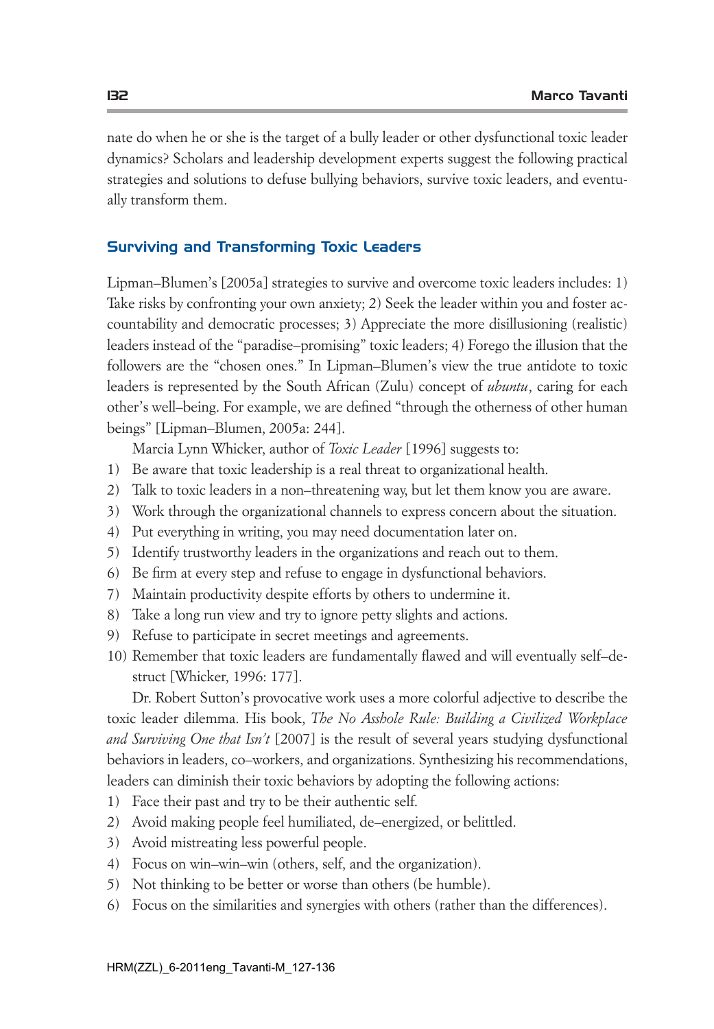nate do when he or she is the target of a bully leader or other dysfunctional toxic leader dynamics? Scholars and leadership development experts suggest the following practical strategies and solutions to defuse bullying behaviors, survive toxic leaders, and eventually transform them.

## Surviving and Transforming Toxic Leaders

Lipman–Blumen's [2005a] strategies to survive and overcome toxic leaders includes: 1) Take risks by confronting your own anxiety; 2) Seek the leader within you and foster accountability and democratic processes; 3) Appreciate the more disillusioning (realistic) leaders instead of the "paradise–promising" toxic leaders; 4) Forego the illusion that the followers are the "chosen ones." In Lipman–Blumen's view the true antidote to toxic leaders is represented by the South African (Zulu) concept of *ubuntu*, caring for each other's well–being. For example, we are defined "through the otherness of other human beings" [Lipman–Blumen, 2005a: 244].

Marcia Lynn Whicker, author of *Toxic Leader* [1996] suggests to:

1) Be aware that toxic leadership is a real threat to organizational health.
2) Talk to toxic leaders in a non–threatening way, but let them know you are aware.
3) Work through the organizational channels to express concern about the situation.
4) Put everything in writing, you may need documentation later on.
5) Identify trustworthy leaders in the organizations and reach out to them.
6) Be firm at every step and refuse to engage in dysfunctional behaviors.
7) Maintain productivity despite efforts by others to undermine it.
8) Take a long run view and try to ignore petty slights and actions.
9) Refuse to participate in secret meetings and agreements.
10) Remember that toxic leaders are fundamentally flawed and will eventually self–destruct [Whicker, 1996: 177].

Dr. Robert Sutton's provocative work uses a more colorful adjective to describe the toxic leader dilemma. His book, *The No Asshole Rule: Building a Civilized Workplace and Surviving One that Isn't* [2007] is the result of several years studying dysfunctional behaviors in leaders, co–workers, and organizations. Synthesizing his recommendations, leaders can diminish their toxic behaviors by adopting the following actions:

1) Face their past and try to be their authentic self.
2) Avoid making people feel humiliated, de–energized, or belittled.
3) Avoid mistreating less powerful people.
4) Focus on win–win–win (others, self, and the organization).
5) Not thinking to be better or worse than others (be humble).
6) Focus on the similarities and synergies with others (rather than the differences).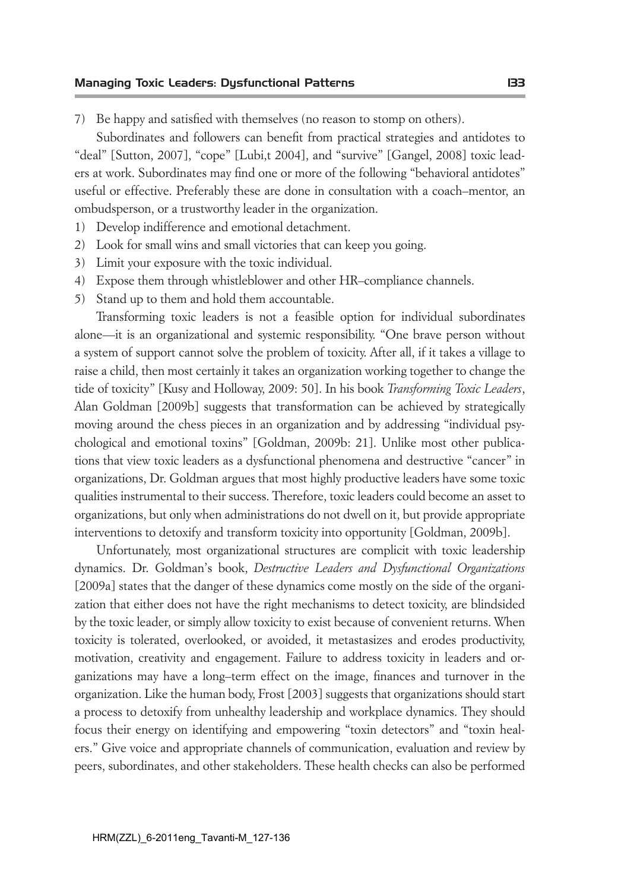7) Be happy and satisfied with themselves (no reason to stomp on others).

Subordinates and followers can benefit from practical strategies and antidotes to "deal" [Sutton, 2007], "cope" [Lubi,t 2004], and "survive" [Gangel, 2008] toxic leaders at work. Subordinates may find one or more of the following "behavioral antidotes" useful or effective. Preferably these are done in consultation with a coach–mentor, an ombudsperson, or a trustworthy leader in the organization.

1) Develop indifference and emotional detachment.
2) Look for small wins and small victories that can keep you going.
3) Limit your exposure with the toxic individual.
4) Expose them through whistleblower and other HR–compliance channels.
5) Stand up to them and hold them accountable.

Transforming toxic leaders is not a feasible option for individual subordinates alone—it is an organizational and systemic responsibility. "One brave person without a system of support cannot solve the problem of toxicity. After all, if it takes a village to raise a child, then most certainly it takes an organization working together to change the tide of toxicity" [Kusy and Holloway, 2009: 50]. In his book *Transforming Toxic Leaders*, Alan Goldman [2009b] suggests that transformation can be achieved by strategically moving around the chess pieces in an organization and by addressing "individual psychological and emotional toxins" [Goldman, 2009b: 21]. Unlike most other publications that view toxic leaders as a dysfunctional phenomena and destructive "cancer" in organizations, Dr. Goldman argues that most highly productive leaders have some toxic qualities instrumental to their success. Therefore, toxic leaders could become an asset to organizations, but only when administrations do not dwell on it, but provide appropriate interventions to detoxify and transform toxicity into opportunity [Goldman, 2009b].

Unfortunately, most organizational structures are complicit with toxic leadership dynamics. Dr. Goldman's book, *Destructive Leaders and Dysfunctional Organizations* [2009a] states that the danger of these dynamics come mostly on the side of the organization that either does not have the right mechanisms to detect toxicity, are blindsided by the toxic leader, or simply allow toxicity to exist because of convenient returns. When toxicity is tolerated, overlooked, or avoided, it metastasizes and erodes productivity, motivation, creativity and engagement. Failure to address toxicity in leaders and organizations may have a long–term effect on the image, finances and turnover in the organization. Like the human body, Frost [2003] suggests that organizations should start a process to detoxify from unhealthy leadership and workplace dynamics. They should focus their energy on identifying and empowering "toxin detectors" and "toxin healers." Give voice and appropriate channels of communication, evaluation and review by peers, subordinates, and other stakeholders. These health checks can also be performed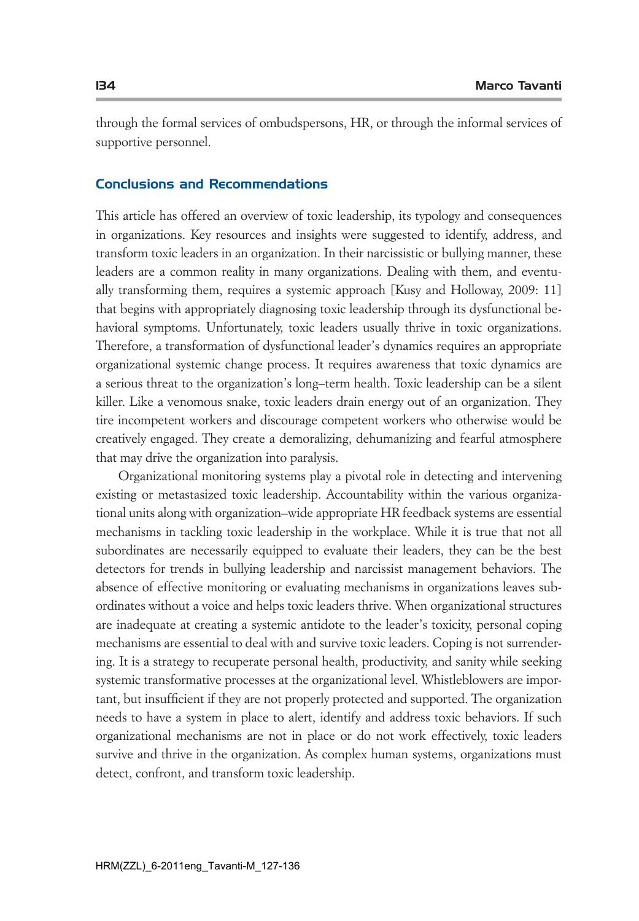through the formal services of ombudspersons, HR, or through the informal services of supportive personnel.

## Conclusions and Recommendations

This article has offered an overview of toxic leadership, its typology and consequences in organizations. Key resources and insights were suggested to identify, address, and transform toxic leaders in an organization. In their narcissistic or bullying manner, these leaders are a common reality in many organizations. Dealing with them, and eventually transforming them, requires a systemic approach [Kusy and Holloway, 2009: 11] that begins with appropriately diagnosing toxic leadership through its dysfunctional behavioral symptoms. Unfortunately, toxic leaders usually thrive in toxic organizations. Therefore, a transformation of dysfunctional leader's dynamics requires an appropriate organizational systemic change process. It requires awareness that toxic dynamics are a serious threat to the organization's long–term health. Toxic leadership can be a silent killer. Like a venomous snake, toxic leaders drain energy out of an organization. They tire incompetent workers and discourage competent workers who otherwise would be creatively engaged. They create a demoralizing, dehumanizing and fearful atmosphere that may drive the organization into paralysis.

Organizational monitoring systems play a pivotal role in detecting and intervening existing or metastasized toxic leadership. Accountability within the various organizational units along with organization–wide appropriate HR feedback systems are essential mechanisms in tackling toxic leadership in the workplace. While it is true that not all subordinates are necessarily equipped to evaluate their leaders, they can be the best detectors for trends in bullying leadership and narcissist management behaviors. The absence of effective monitoring or evaluating mechanisms in organizations leaves subordinates without a voice and helps toxic leaders thrive. When organizational structures are inadequate at creating a systemic antidote to the leader's toxicity, personal coping mechanisms are essential to deal with and survive toxic leaders. Coping is not surrendering. It is a strategy to recuperate personal health, productivity, and sanity while seeking systemic transformative processes at the organizational level. Whistleblowers are important, but insufficient if they are not properly protected and supported. The organization needs to have a system in place to alert, identify and address toxic behaviors. If such organizational mechanisms are not in place or do not work effectively, toxic leaders survive and thrive in the organization. As complex human systems, organizations must detect, confront, and transform toxic leadership.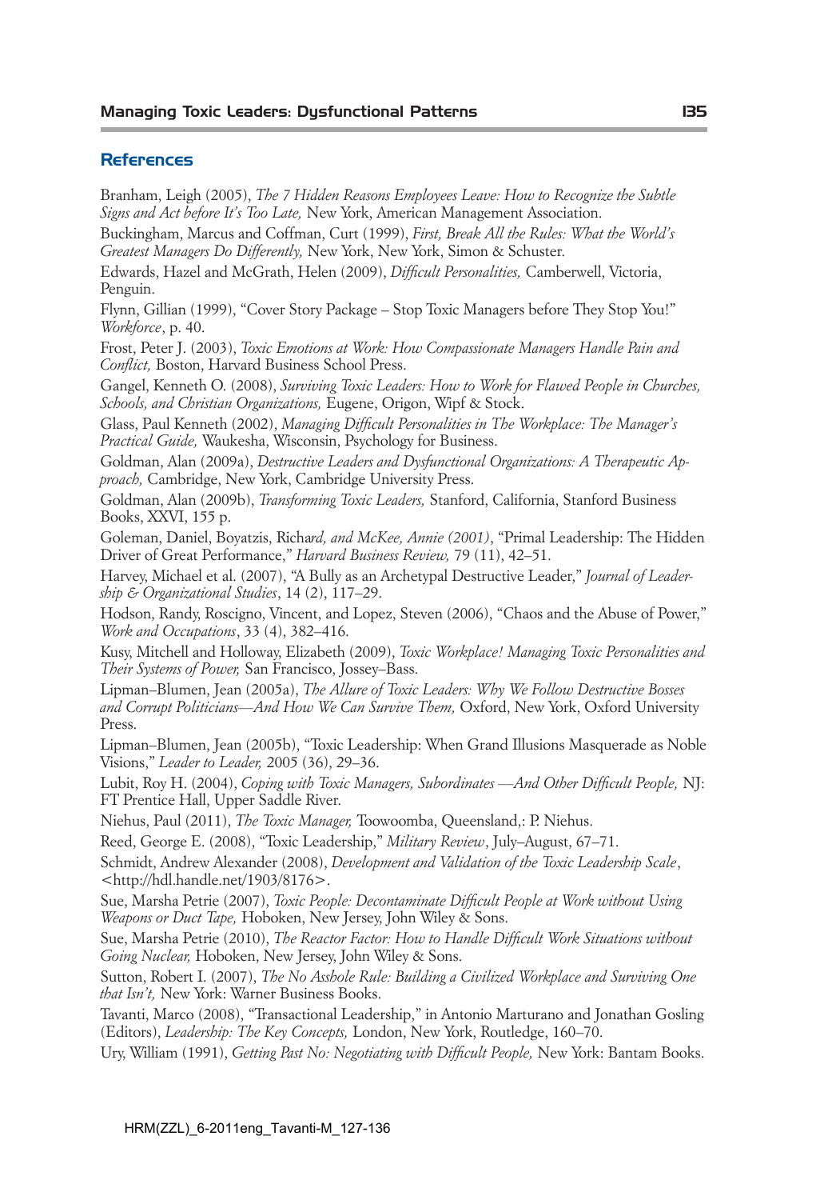## References

Branham, Leigh (2005), *The 7 Hidden Reasons Employees Leave: How to Recognize the Subtle Signs and Act before It's Too Late,* New York, American Management Association.

Buckingham, Marcus and Coffman, Curt (1999), *First, Break All the Rules: What the World's Greatest Managers Do Differently,* New York, New York, Simon & Schuster.

Edwards, Hazel and McGrath, Helen (2009), *Difficult Personalities,* Camberwell, Victoria, Penguin.

Flynn, Gillian (1999), "Cover Story Package – Stop Toxic Managers before They Stop You!" *Workforce*, p. 40.

Frost, Peter J. (2003), *Toxic Emotions at Work: How Compassionate Managers Handle Pain and Conflict,* Boston, Harvard Business School Press.

Gangel, Kenneth O. (2008), *Surviving Toxic Leaders: How to Work for Flawed People in Churches, Schools, and Christian Organizations,* Eugene, Origon, Wipf & Stock.

Glass, Paul Kenneth (2002), *Managing Difficult Personalities in The Workplace: The Manager's Practical Guide,* Waukesha, Wisconsin, Psychology for Business.

Goldman, Alan (2009a), *Destructive Leaders and Dysfunctional Organizations: A Therapeutic Approach,* Cambridge, New York, Cambridge University Press.

Goldman, Alan (2009b), *Transforming Toxic Leaders,* Stanford, California, Stanford Business Books, XXVI, 155 p.

Goleman, Daniel, Boyatzis, Rich*ard, and McKee, Annie (2001)*, "Primal Leadership: The Hidden Driver of Great Performance," *Harvard Business Review,* 79 (11), 42–51.

Harvey, Michael et al. (2007), "A Bully as an Archetypal Destructive Leader," *Journal of Leadership & Organizational Studies*, 14 (2), 117–29.

Hodson, Randy, Roscigno, Vincent, and Lopez, Steven (2006), "Chaos and the Abuse of Power," *Work and Occupations*, 33 (4), 382–416.

Kusy, Mitchell and Holloway, Elizabeth (2009), *Toxic Workplace! Managing Toxic Personalities and Their Systems of Power,* San Francisco, Jossey–Bass.

Lipman–Blumen, Jean (2005a), *The Allure of Toxic Leaders: Why We Follow Destructive Bosses and Corrupt Politicians—And How We Can Survive Them,* Oxford, New York, Oxford University Press.

Lipman–Blumen, Jean (2005b), "Toxic Leadership: When Grand Illusions Masquerade as Noble Visions," *Leader to Leader,* 2005 (36), 29–36.

Lubit, Roy H. (2004), *Coping with Toxic Managers, Subordinates —And Other Difficult People,* NJ: FT Prentice Hall, Upper Saddle River.

Niehus, Paul (2011), *The Toxic Manager,* Toowoomba, Queensland,: P. Niehus.

Reed, George E. (2008), "Toxic Leadership," *Military Review*, July–August, 67–71.

Schmidt, Andrew Alexander (2008), *Development and Validation of the Toxic Leadership Scale*, <http://hdl.handle.net/1903/8176>.

Sue, Marsha Petrie (2007), *Toxic People: Decontaminate Difficult People at Work without Using Weapons or Duct Tape,* Hoboken, New Jersey, John Wiley & Sons.

Sue, Marsha Petrie (2010), *The Reactor Factor: How to Handle Difficult Work Situations without Going Nuclear,* Hoboken, New Jersey, John Wiley & Sons.

Sutton, Robert I. (2007), *The No Asshole Rule: Building a Civilized Workplace and Surviving One that Isn't,* New York: Warner Business Books.

Tavanti, Marco (2008), "Transactional Leadership," in Antonio Marturano and Jonathan Gosling (Editors), *Leadership: The Key Concepts,* London, New York, Routledge, 160–70.

Ury, William (1991), *Getting Past No: Negotiating with Difficult People,* New York: Bantam Books.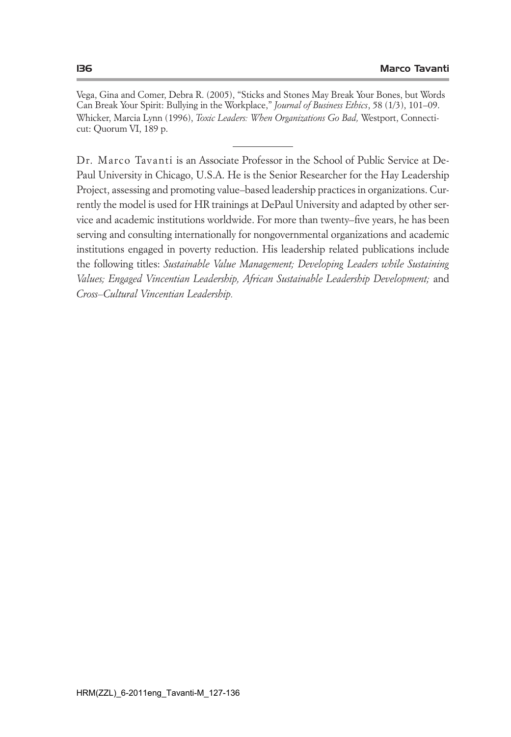Vega, Gina and Comer, Debra R. (2005), "Sticks and Stones May Break Your Bones, but Words Can Break Your Spirit: Bullying in the Workplace," *Journal of Business Ethics*, 58 (1/3), 101–09.

Whicker, Marcia Lynn (1996), *Toxic Leaders: When Organizations Go Bad,* Westport, Connecticut: Quorum VI, 189 p.

---

Dr. Marco Tavanti is an Associate Professor in the School of Public Service at DePaul University in Chicago, U.S.A. He is the Senior Researcher for the Hay Leadership Project, assessing and promoting value–based leadership practices in organizations. Currently the model is used for HR trainings at DePaul University and adapted by other service and academic institutions worldwide. For more than twenty–five years, he has been serving and consulting internationally for nongovernmental organizations and academic institutions engaged in poverty reduction. His leadership related publications include the following titles: *Sustainable Value Management; Developing Leaders while Sustaining Values; Engaged Vincentian Leadership, African Sustainable Leadership Development;* and *Cross–Cultural Vincentian Leadership.*